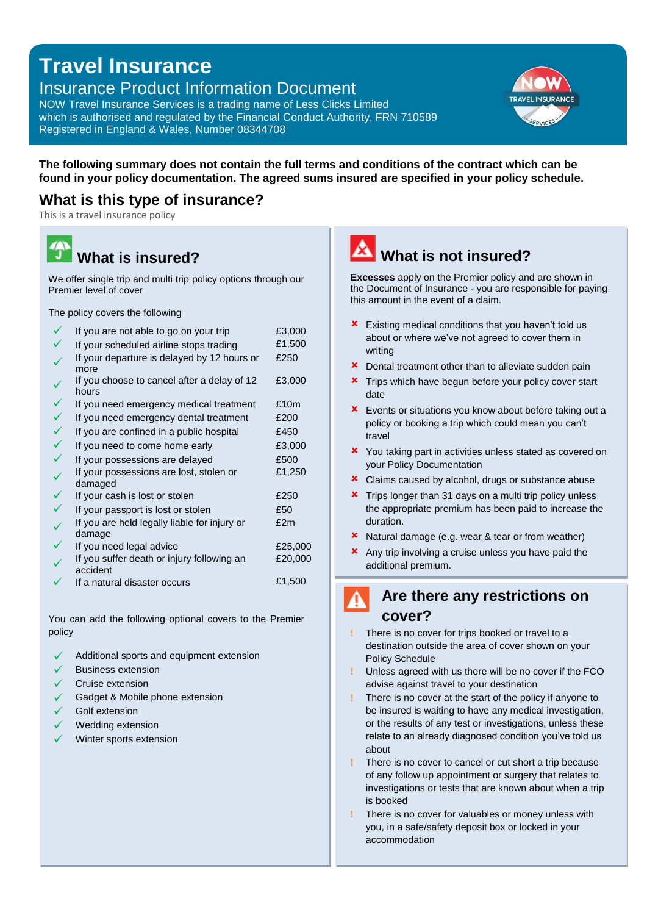# Travel Insurance

## Insurance Product Information Document

NOW Travel Insurance Services is a trading name of Less Clicks Limited which is authorised and regulated by the Financial Conduct Authority, FRN 710589
Registered in England & Wales, Number 08344708

**The following summary does not contain the full terms and conditions of the contract which can be found in your policy documentation. The agreed sums insured are specified in your policy schedule.**

## What is this type of insurance?

This is a travel insurance policy

## What is insured?

We offer single trip and multi trip policy options through our Premier level of cover

The policy covers the following

| | |
|---|---|
| ✓ If you are not able to go on your trip | £3,000 |
| ✓ If your scheduled airline stops trading | £1,500 |
| ✓ If your departure is delayed by 12 hours or more | £250 |
| ✓ If you choose to cancel after a delay of 12 hours | £3,000 |
| ✓ If you need emergency medical treatment | £10m |
| ✓ If you need emergency dental treatment | £200 |
| ✓ If you are confined in a public hospital | £450 |
| ✓ If you need to come home early | £3,000 |
| ✓ If your possessions are delayed | £500 |
| ✓ If your possessions are lost, stolen or damaged | £1,250 |
| ✓ If your cash is lost or stolen | £250 |
| ✓ If your passport is lost or stolen | £50 |
| ✓ If you are held legally liable for injury or damage | £2m |
| ✓ If you need legal advice | £25,000 |
| ✓ If you suffer death or injury following an accident | £20,000 |
| ✓ If a natural disaster occurs | £1,500 |

You can add the following optional covers to the Premier policy

- ✓ Additional sports and equipment extension
- ✓ Business extension
- ✓ Cruise extension
- ✓ Gadget & Mobile phone extension
- ✓ Golf extension
- ✓ Wedding extension
- ✓ Winter sports extension

## What is not insured?

**Excesses** apply on the Premier policy and are shown in the Document of Insurance - you are responsible for paying this amount in the event of a claim.

- ✗ Existing medical conditions that you haven't told us about or where we've not agreed to cover them in writing
- ✗ Dental treatment other than to alleviate sudden pain
- ✗ Trips which have begun before your policy cover start date
- ✗ Events or situations you know about before taking out a policy or booking a trip which could mean you can't travel
- ✗ You taking part in activities unless stated as covered on your Policy Documentation
- ✗ Claims caused by alcohol, drugs or substance abuse
- ✗ Trips longer than 31 days on a multi trip policy unless the appropriate premium has been paid to increase the duration.
- ✗ Natural damage (e.g. wear & tear or from weather)
- ✗ Any trip involving a cruise unless you have paid the additional premium.

## Are there any restrictions on cover?

- ! There is no cover for trips booked or travel to a destination outside the area of cover shown on your Policy Schedule
- ! Unless agreed with us there will be no cover if the FCO advise against travel to your destination
- ! There is no cover at the start of the policy if anyone to be insured is waiting to have any medical investigation, or the results of any test or investigations, unless these relate to an already diagnosed condition you've told us about
- ! There is no cover to cancel or cut short a trip because of any follow up appointment or surgery that relates to investigations or tests that are known about when a trip is booked
- ! There is no cover for valuables or money unless with you, in a safe/safety deposit box or locked in your accommodation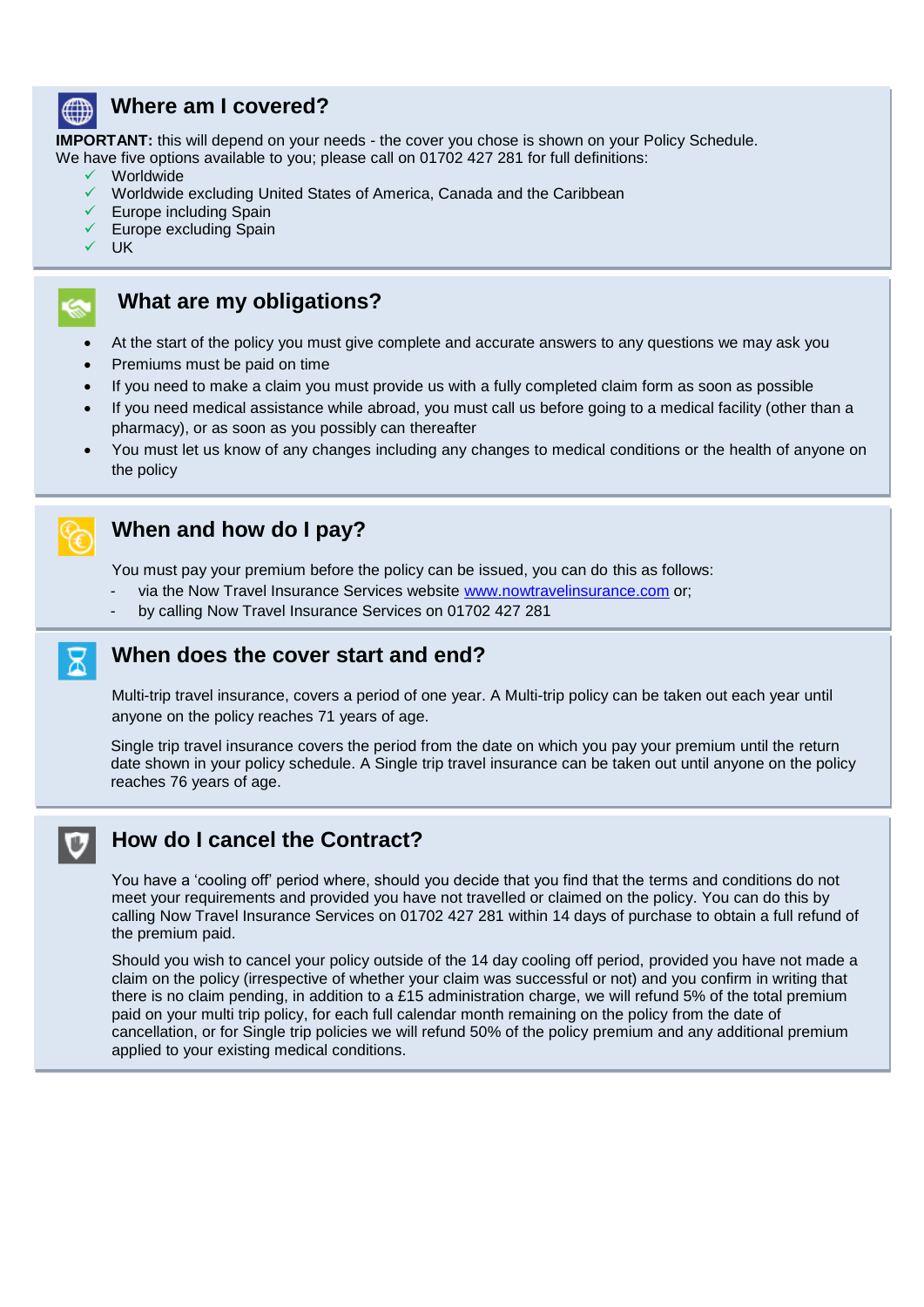## Where am I covered?

**IMPORTANT:** this will depend on your needs - the cover you chose is shown on your Policy Schedule. We have five options available to you; please call on 01702 427 281 for full definitions:

- ✓ Worldwide
- ✓ Worldwide excluding United States of America, Canada and the Caribbean
- ✓ Europe including Spain
- ✓ Europe excluding Spain
- ✓ UK

## What are my obligations?

- At the start of the policy you must give complete and accurate answers to any questions we may ask you
- Premiums must be paid on time
- If you need to make a claim you must provide us with a fully completed claim form as soon as possible
- If you need medical assistance while abroad, you must call us before going to a medical facility (other than a pharmacy), or as soon as you possibly can thereafter
- You must let us know of any changes including any changes to medical conditions or the health of anyone on the policy

## When and how do I pay?

You must pay your premium before the policy can be issued, you can do this as follows:

- via the Now Travel Insurance Services website [www.nowtravelinsurance.com](http://www.nowtravelinsurance.com) or;
- by calling Now Travel Insurance Services on 01702 427 281

## When does the cover start and end?

Multi-trip travel insurance, covers a period of one year. A Multi-trip policy can be taken out each year until anyone on the policy reaches 71 years of age.

Single trip travel insurance covers the period from the date on which you pay your premium until the return date shown in your policy schedule. A Single trip travel insurance can be taken out until anyone on the policy reaches 76 years of age.

## How do I cancel the Contract?

You have a 'cooling off' period where, should you decide that you find that the terms and conditions do not meet your requirements and provided you have not travelled or claimed on the policy. You can do this by calling Now Travel Insurance Services on 01702 427 281 within 14 days of purchase to obtain a full refund of the premium paid.

Should you wish to cancel your policy outside of the 14 day cooling off period, provided you have not made a claim on the policy (irrespective of whether your claim was successful or not) and you confirm in writing that there is no claim pending, in addition to a £15 administration charge, we will refund 5% of the total premium paid on your multi trip policy, for each full calendar month remaining on the policy from the date of cancellation, or for Single trip policies we will refund 50% of the policy premium and any additional premium applied to your existing medical conditions.